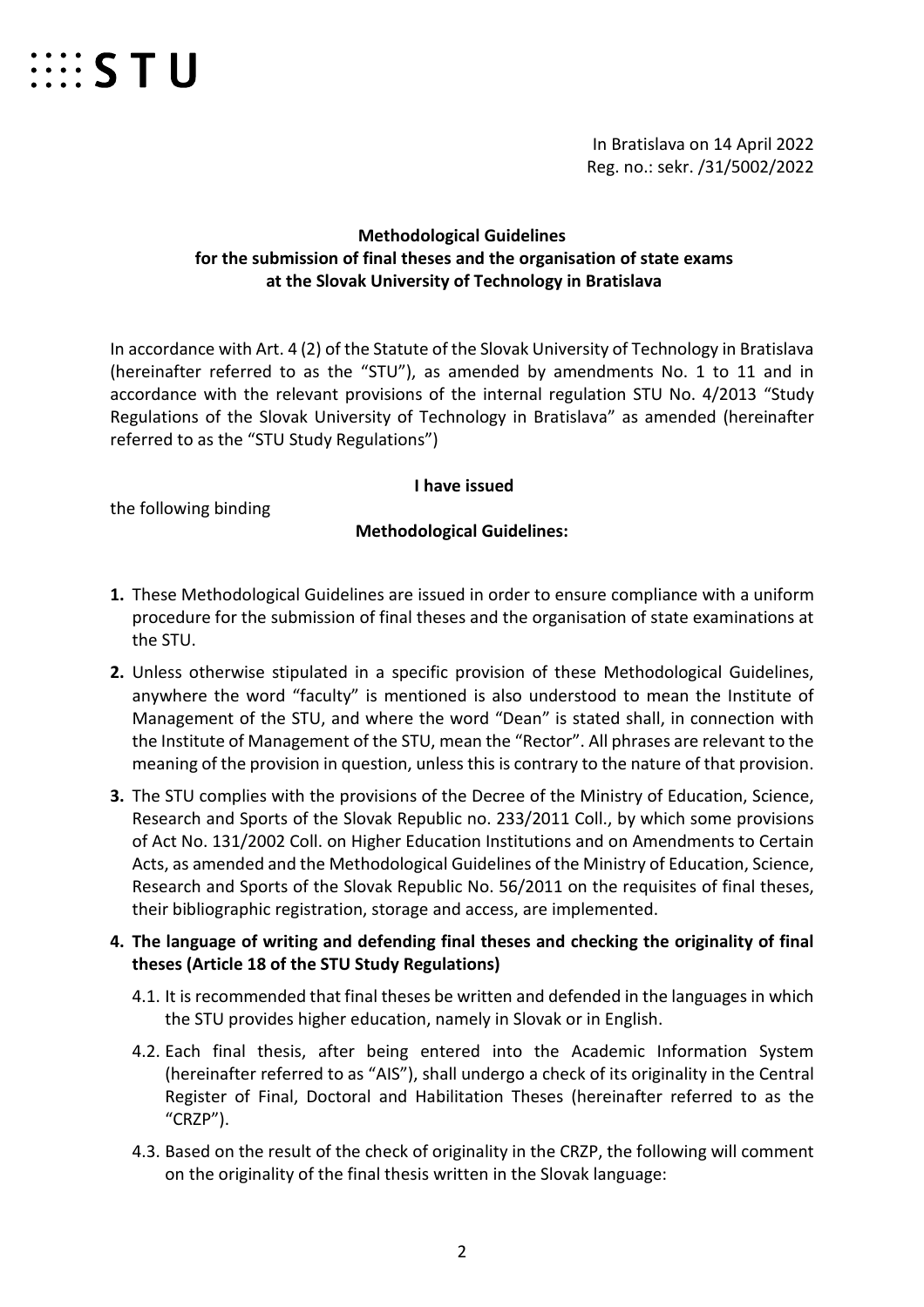STU

In Bratislava on 14 April 2022
Reg. no.: sekr. /31/5002/2022

**Methodological Guidelines**
**for the submission of final theses and the organisation of state exams**
**at the Slovak University of Technology in Bratislava**

In accordance with Art. 4 (2) of the Statute of the Slovak University of Technology in Bratislava (hereinafter referred to as the "STU"), as amended by amendments No. 1 to 11 and in accordance with the relevant provisions of the internal regulation STU No. 4/2013 "Study Regulations of the Slovak University of Technology in Bratislava" as amended (hereinafter referred to as the "STU Study Regulations")

**I have issued**

the following binding

**Methodological Guidelines:**

**1.** These Methodological Guidelines are issued in order to ensure compliance with a uniform procedure for the submission of final theses and the organisation of state examinations at the STU.

**2.** Unless otherwise stipulated in a specific provision of these Methodological Guidelines, anywhere the word "faculty" is mentioned is also understood to mean the Institute of Management of the STU, and where the word "Dean" is stated shall, in connection with the Institute of Management of the STU, mean the "Rector". All phrases are relevant to the meaning of the provision in question, unless this is contrary to the nature of that provision.

**3.** The STU complies with the provisions of the Decree of the Ministry of Education, Science, Research and Sports of the Slovak Republic no. 233/2011 Coll., by which some provisions of Act No. 131/2002 Coll. on Higher Education Institutions and on Amendments to Certain Acts, as amended and the Methodological Guidelines of the Ministry of Education, Science, Research and Sports of the Slovak Republic No. 56/2011 on the requisites of final theses, their bibliographic registration, storage and access, are implemented.

**4. The language of writing and defending final theses and checking the originality of final theses (Article 18 of the STU Study Regulations)**

4.1. It is recommended that final theses be written and defended in the languages in which the STU provides higher education, namely in Slovak or in English.

4.2. Each final thesis, after being entered into the Academic Information System (hereinafter referred to as "AIS"), shall undergo a check of its originality in the Central Register of Final, Doctoral and Habilitation Theses (hereinafter referred to as the "CRZP").

4.3. Based on the result of the check of originality in the CRZP, the following will comment on the originality of the final thesis written in the Slovak language: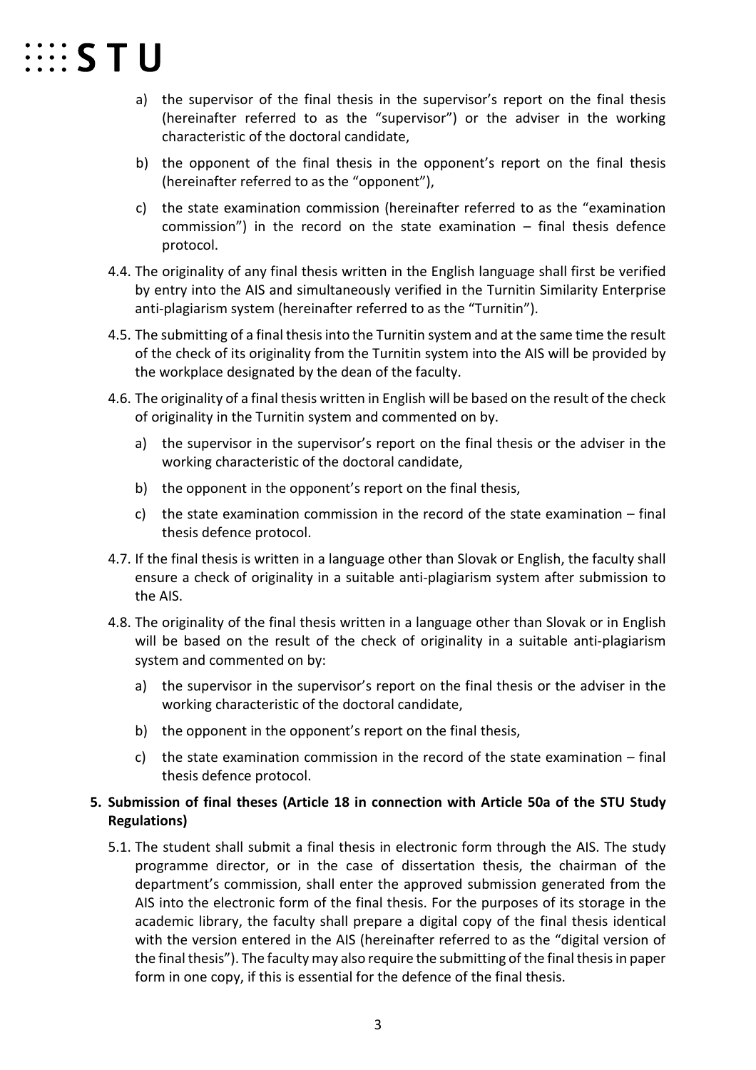a) the supervisor of the final thesis in the supervisor's report on the final thesis (hereinafter referred to as the "supervisor") or the adviser in the working characteristic of the doctoral candidate,

b) the opponent of the final thesis in the opponent's report on the final thesis (hereinafter referred to as the "opponent"),

c) the state examination commission (hereinafter referred to as the "examination commission") in the record on the state examination – final thesis defence protocol.

4.4. The originality of any final thesis written in the English language shall first be verified by entry into the AIS and simultaneously verified in the Turnitin Similarity Enterprise anti-plagiarism system (hereinafter referred to as the "Turnitin").

4.5. The submitting of a final thesis into the Turnitin system and at the same time the result of the check of its originality from the Turnitin system into the AIS will be provided by the workplace designated by the dean of the faculty.

4.6. The originality of a final thesis written in English will be based on the result of the check of originality in the Turnitin system and commented on by.

a) the supervisor in the supervisor's report on the final thesis or the adviser in the working characteristic of the doctoral candidate,

b) the opponent in the opponent's report on the final thesis,

c) the state examination commission in the record of the state examination – final thesis defence protocol.

4.7. If the final thesis is written in a language other than Slovak or English, the faculty shall ensure a check of originality in a suitable anti-plagiarism system after submission to the AIS.

4.8. The originality of the final thesis written in a language other than Slovak or in English will be based on the result of the check of originality in a suitable anti-plagiarism system and commented on by:

a) the supervisor in the supervisor's report on the final thesis or the adviser in the working characteristic of the doctoral candidate,

b) the opponent in the opponent's report on the final thesis,

c) the state examination commission in the record of the state examination – final thesis defence protocol.

**5. Submission of final theses (Article 18 in connection with Article 50a of the STU Study Regulations)**

5.1. The student shall submit a final thesis in electronic form through the AIS. The study programme director, or in the case of dissertation thesis, the chairman of the department's commission, shall enter the approved submission generated from the AIS into the electronic form of the final thesis. For the purposes of its storage in the academic library, the faculty shall prepare a digital copy of the final thesis identical with the version entered in the AIS (hereinafter referred to as the "digital version of the final thesis"). The faculty may also require the submitting of the final thesis in paper form in one copy, if this is essential for the defence of the final thesis.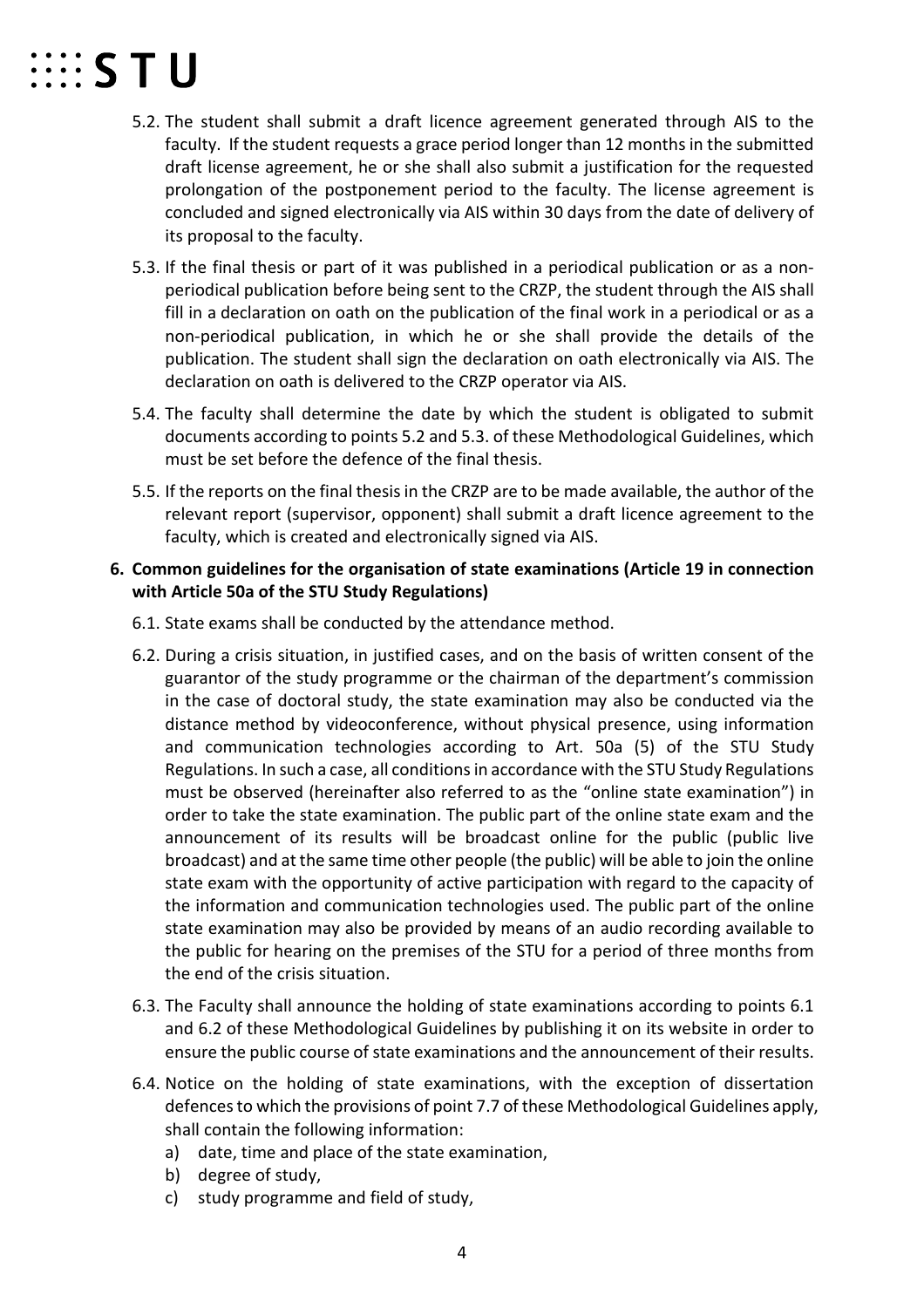5.2. The student shall submit a draft licence agreement generated through AIS to the faculty. If the student requests a grace period longer than 12 months in the submitted draft license agreement, he or she shall also submit a justification for the requested prolongation of the postponement period to the faculty. The license agreement is concluded and signed electronically via AIS within 30 days from the date of delivery of its proposal to the faculty.

5.3. If the final thesis or part of it was published in a periodical publication or as a non-periodical publication before being sent to the CRZP, the student through the AIS shall fill in a declaration on oath on the publication of the final work in a periodical or as a non-periodical publication, in which he or she shall provide the details of the publication. The student shall sign the declaration on oath electronically via AIS. The declaration on oath is delivered to the CRZP operator via AIS.

5.4. The faculty shall determine the date by which the student is obligated to submit documents according to points 5.2 and 5.3. of these Methodological Guidelines, which must be set before the defence of the final thesis.

5.5. If the reports on the final thesis in the CRZP are to be made available, the author of the relevant report (supervisor, opponent) shall submit a draft licence agreement to the faculty, which is created and electronically signed via AIS.

**6. Common guidelines for the organisation of state examinations (Article 19 in connection with Article 50a of the STU Study Regulations)**

6.1. State exams shall be conducted by the attendance method.

6.2. During a crisis situation, in justified cases, and on the basis of written consent of the guarantor of the study programme or the chairman of the department's commission in the case of doctoral study, the state examination may also be conducted via the distance method by videoconference, without physical presence, using information and communication technologies according to Art. 50a (5) of the STU Study Regulations. In such a case, all conditions in accordance with the STU Study Regulations must be observed (hereinafter also referred to as the "online state examination") in order to take the state examination. The public part of the online state exam and the announcement of its results will be broadcast online for the public (public live broadcast) and at the same time other people (the public) will be able to join the online state exam with the opportunity of active participation with regard to the capacity of the information and communication technologies used. The public part of the online state examination may also be provided by means of an audio recording available to the public for hearing on the premises of the STU for a period of three months from the end of the crisis situation.

6.3. The Faculty shall announce the holding of state examinations according to points 6.1 and 6.2 of these Methodological Guidelines by publishing it on its website in order to ensure the public course of state examinations and the announcement of their results.

6.4. Notice on the holding of state examinations, with the exception of dissertation defences to which the provisions of point 7.7 of these Methodological Guidelines apply, shall contain the following information:

a) date, time and place of the state examination,
b) degree of study,
c) study programme and field of study,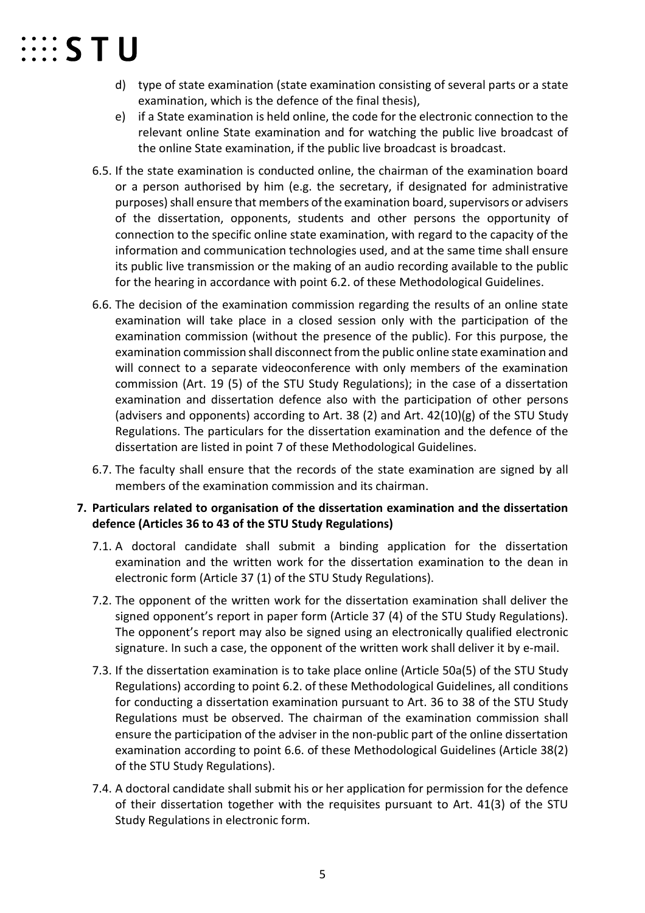d) type of state examination (state examination consisting of several parts or a state examination, which is the defence of the final thesis),
e) if a State examination is held online, the code for the electronic connection to the relevant online State examination and for watching the public live broadcast of the online State examination, if the public live broadcast is broadcast.

6.5. If the state examination is conducted online, the chairman of the examination board or a person authorised by him (e.g. the secretary, if designated for administrative purposes) shall ensure that members of the examination board, supervisors or advisers of the dissertation, opponents, students and other persons the opportunity of connection to the specific online state examination, with regard to the capacity of the information and communication technologies used, and at the same time shall ensure its public live transmission or the making of an audio recording available to the public for the hearing in accordance with point 6.2. of these Methodological Guidelines.

6.6. The decision of the examination commission regarding the results of an online state examination will take place in a closed session only with the participation of the examination commission (without the presence of the public). For this purpose, the examination commission shall disconnect from the public online state examination and will connect to a separate videoconference with only members of the examination commission (Art. 19 (5) of the STU Study Regulations); in the case of a dissertation examination and dissertation defence also with the participation of other persons (advisers and opponents) according to Art. 38 (2) and Art. 42(10)(g) of the STU Study Regulations. The particulars for the dissertation examination and the defence of the dissertation are listed in point 7 of these Methodological Guidelines.

6.7. The faculty shall ensure that the records of the state examination are signed by all members of the examination commission and its chairman.

**7. Particulars related to organisation of the dissertation examination and the dissertation defence (Articles 36 to 43 of the STU Study Regulations)**

7.1. A doctoral candidate shall submit a binding application for the dissertation examination and the written work for the dissertation examination to the dean in electronic form (Article 37 (1) of the STU Study Regulations).

7.2. The opponent of the written work for the dissertation examination shall deliver the signed opponent's report in paper form (Article 37 (4) of the STU Study Regulations). The opponent's report may also be signed using an electronically qualified electronic signature. In such a case, the opponent of the written work shall deliver it by e-mail.

7.3. If the dissertation examination is to take place online (Article 50a(5) of the STU Study Regulations) according to point 6.2. of these Methodological Guidelines, all conditions for conducting a dissertation examination pursuant to Art. 36 to 38 of the STU Study Regulations must be observed. The chairman of the examination commission shall ensure the participation of the adviser in the non-public part of the online dissertation examination according to point 6.6. of these Methodological Guidelines (Article 38(2) of the STU Study Regulations).

7.4. A doctoral candidate shall submit his or her application for permission for the defence of their dissertation together with the requisites pursuant to Art. 41(3) of the STU Study Regulations in electronic form.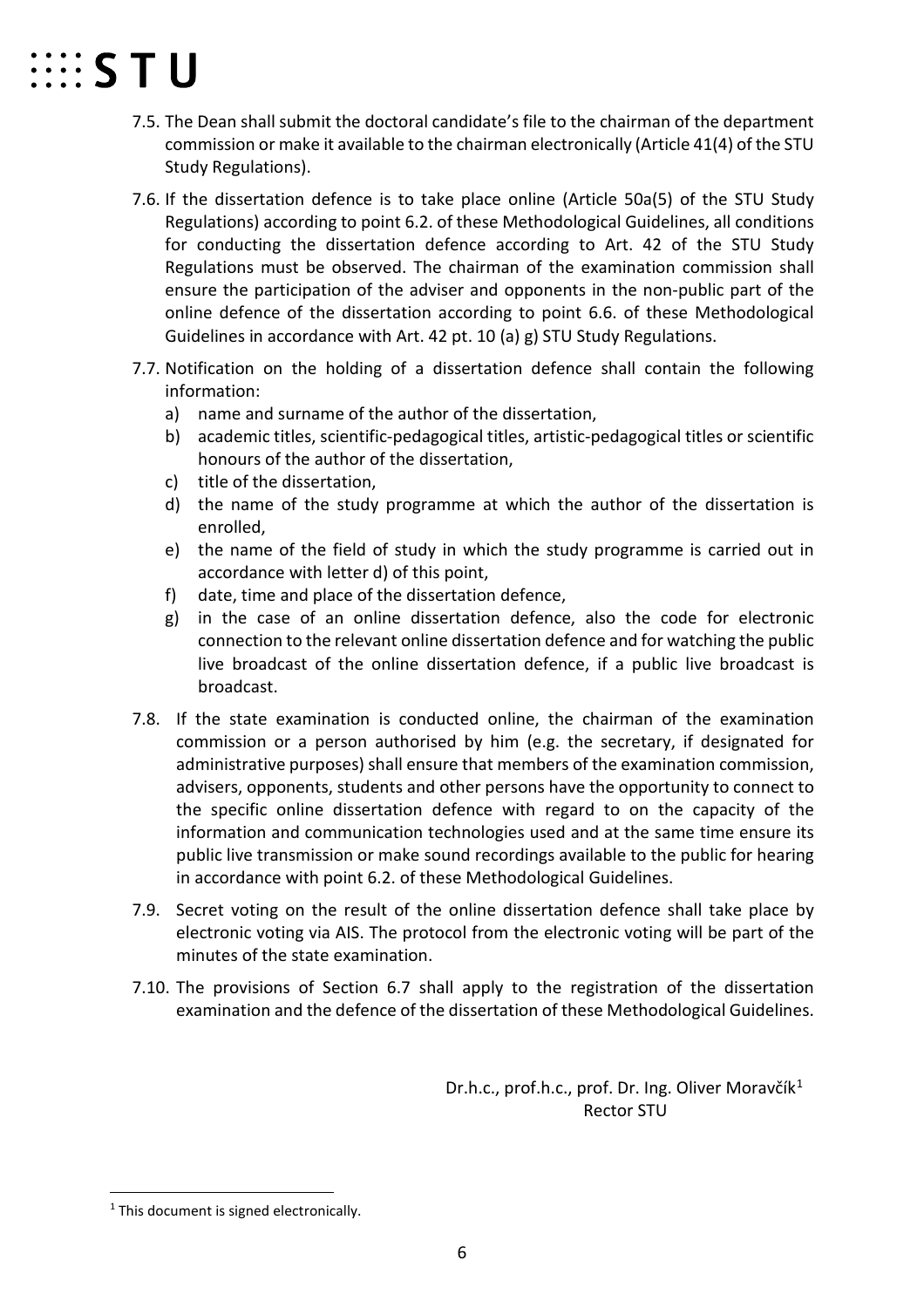7.5. The Dean shall submit the doctoral candidate's file to the chairman of the department commission or make it available to the chairman electronically (Article 41(4) of the STU Study Regulations).

7.6. If the dissertation defence is to take place online (Article 50a(5) of the STU Study Regulations) according to point 6.2. of these Methodological Guidelines, all conditions for conducting the dissertation defence according to Art. 42 of the STU Study Regulations must be observed. The chairman of the examination commission shall ensure the participation of the adviser and opponents in the non-public part of the online defence of the dissertation according to point 6.6. of these Methodological Guidelines in accordance with Art. 42 pt. 10 (a) g) STU Study Regulations.

7.7. Notification on the holding of a dissertation defence shall contain the following information:

a) name and surname of the author of the dissertation,
b) academic titles, scientific-pedagogical titles, artistic-pedagogical titles or scientific honours of the author of the dissertation,
c) title of the dissertation,
d) the name of the study programme at which the author of the dissertation is enrolled,
e) the name of the field of study in which the study programme is carried out in accordance with letter d) of this point,
f) date, time and place of the dissertation defence,
g) in the case of an online dissertation defence, also the code for electronic connection to the relevant online dissertation defence and for watching the public live broadcast of the online dissertation defence, if a public live broadcast is broadcast.

7.8. If the state examination is conducted online, the chairman of the examination commission or a person authorised by him (e.g. the secretary, if designated for administrative purposes) shall ensure that members of the examination commission, advisers, opponents, students and other persons have the opportunity to connect to the specific online dissertation defence with regard to on the capacity of the information and communication technologies used and at the same time ensure its public live transmission or make sound recordings available to the public for hearing in accordance with point 6.2. of these Methodological Guidelines.

7.9. Secret voting on the result of the online dissertation defence shall take place by electronic voting via AIS. The protocol from the electronic voting will be part of the minutes of the state examination.

7.10. The provisions of Section 6.7 shall apply to the registration of the dissertation examination and the defence of the dissertation of these Methodological Guidelines.

Dr.h.c., prof.h.c., prof. Dr. Ing. Oliver Moravčík[1]
Rector STU

[1] This document is signed electronically.